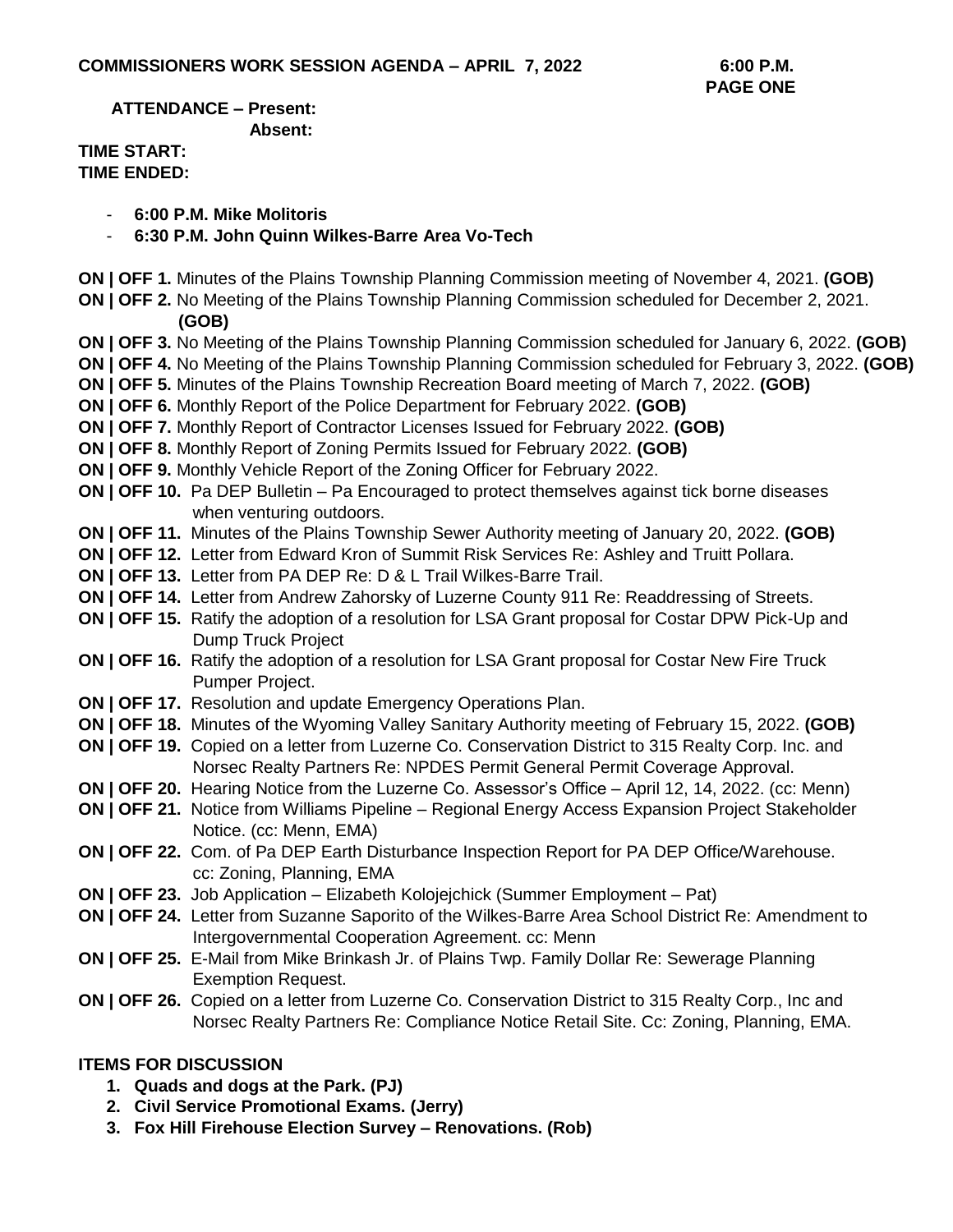**COMMISSIONERS WORK SESSION AGENDA – APRIL 7, 2022 6:00 P.M.**

**PAGE ONE**

**ATTENDANCE – Present:**

**Absent:**

**TIME START:**

**TIME ENDED:**

- **6:00 P.M. Mike Molitoris**
- **6:30 P.M. John Quinn Wilkes-Barre Area Vo-Tech**

**ON | OFF 1.** Minutes of the Plains Township Planning Commission meeting of November 4, 2021. **(GOB)**

**ON | OFF 2.** No Meeting of the Plains Township Planning Commission scheduled for December 2, 2021. **(GOB)**

**ON | OFF 3.** No Meeting of the Plains Township Planning Commission scheduled for January 6, 2022. **(GOB)**

**ON | OFF 4.** No Meeting of the Plains Township Planning Commission scheduled for February 3, 2022. **(GOB)**

**ON | OFF 5.** Minutes of the Plains Township Recreation Board meeting of March 7, 2022. **(GOB)**

**ON | OFF 6.** Monthly Report of the Police Department for February 2022. **(GOB)**

**ON | OFF 7.** Monthly Report of Contractor Licenses Issued for February 2022. **(GOB)**

**ON | OFF 8.** Monthly Report of Zoning Permits Issued for February 2022. **(GOB)**

**ON | OFF 9.** Monthly Vehicle Report of the Zoning Officer for February 2022.

**ON | OFF 10.** Pa DEP Bulletin – Pa Encouraged to protect themselves against tick borne diseases when venturing outdoors.

**ON | OFF 11.** Minutes of the Plains Township Sewer Authority meeting of January 20, 2022. **(GOB)**

**ON | OFF 12.** Letter from Edward Kron of Summit Risk Services Re: Ashley and Truitt Pollara.

**ON | OFF 13.** Letter from PA DEP Re: D & L Trail Wilkes-Barre Trail.

**ON | OFF 14.** Letter from Andrew Zahorsky of Luzerne County 911 Re: Readdressing of Streets.

**ON | OFF 15.** Ratify the adoption of a resolution for LSA Grant proposal for Costar DPW Pick-Up and Dump Truck Project

**ON | OFF 16.** Ratify the adoption of a resolution for LSA Grant proposal for Costar New Fire Truck Pumper Project.

**ON | OFF 17.** Resolution and update Emergency Operations Plan.

**ON | OFF 18.** Minutes of the Wyoming Valley Sanitary Authority meeting of February 15, 2022. **(GOB)**

**ON | OFF 19.** Copied on a letter from Luzerne Co. Conservation District to 315 Realty Corp. Inc. and Norsec Realty Partners Re: NPDES Permit General Permit Coverage Approval.

**ON | OFF 20.** Hearing Notice from the Luzerne Co. Assessor's Office – April 12, 14, 2022. (cc: Menn)

**ON | OFF 21.** Notice from Williams Pipeline – Regional Energy Access Expansion Project Stakeholder Notice. (cc: Menn, EMA)

**ON | OFF 22.** Com. of Pa DEP Earth Disturbance Inspection Report for PA DEP Office/Warehouse. cc: Zoning, Planning, EMA

**ON | OFF 23.** Job Application – Elizabeth Kolojejchick (Summer Employment – Pat)

**ON | OFF 24.** Letter from Suzanne Saporito of the Wilkes-Barre Area School District Re: Amendment to Intergovernmental Cooperation Agreement. cc: Menn

**ON | OFF 25.** E-Mail from Mike Brinkash Jr. of Plains Twp. Family Dollar Re: Sewerage Planning Exemption Request.

**ON | OFF 26.** Copied on a letter from Luzerne Co. Conservation District to 315 Realty Corp., Inc and Norsec Realty Partners Re: Compliance Notice Retail Site. Cc: Zoning, Planning, EMA.

**ITEMS FOR DISCUSSION**

1. **Quads and dogs at the Park. (PJ)**
2. **Civil Service Promotional Exams. (Jerry)**
3. **Fox Hill Firehouse Election Survey – Renovations. (Rob)**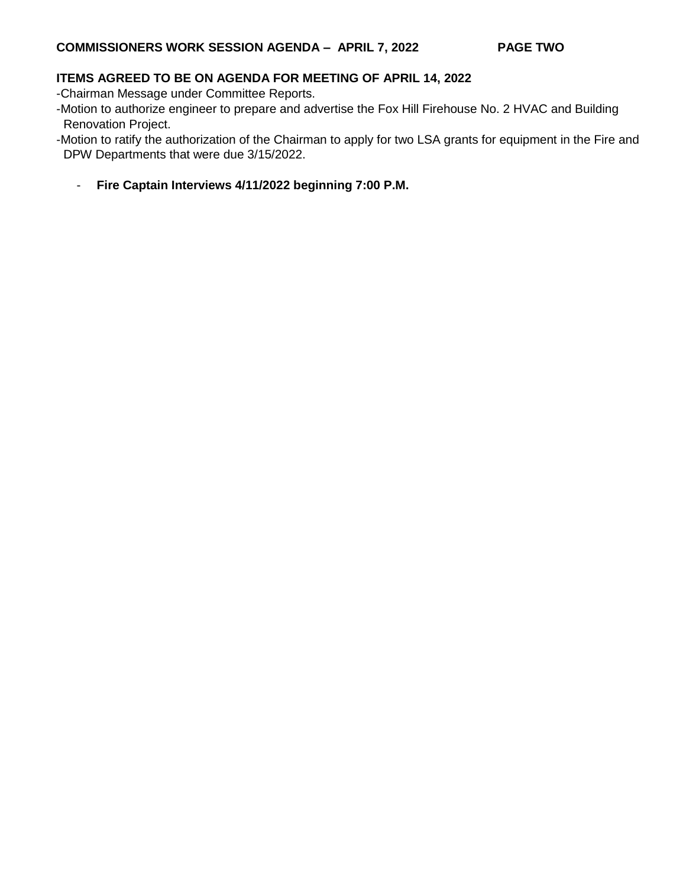## ITEMS AGREED TO BE ON AGENDA FOR MEETING OF APRIL 14, 2022

-Chairman Message under Committee Reports.

-Motion to authorize engineer to prepare and advertise the Fox Hill Firehouse No. 2 HVAC and Building Renovation Project.

-Motion to ratify the authorization of the Chairman to apply for two LSA grants for equipment in the Fire and DPW Departments that were due 3/15/2022.

- **Fire Captain Interviews 4/11/2022 beginning 7:00 P.M.**